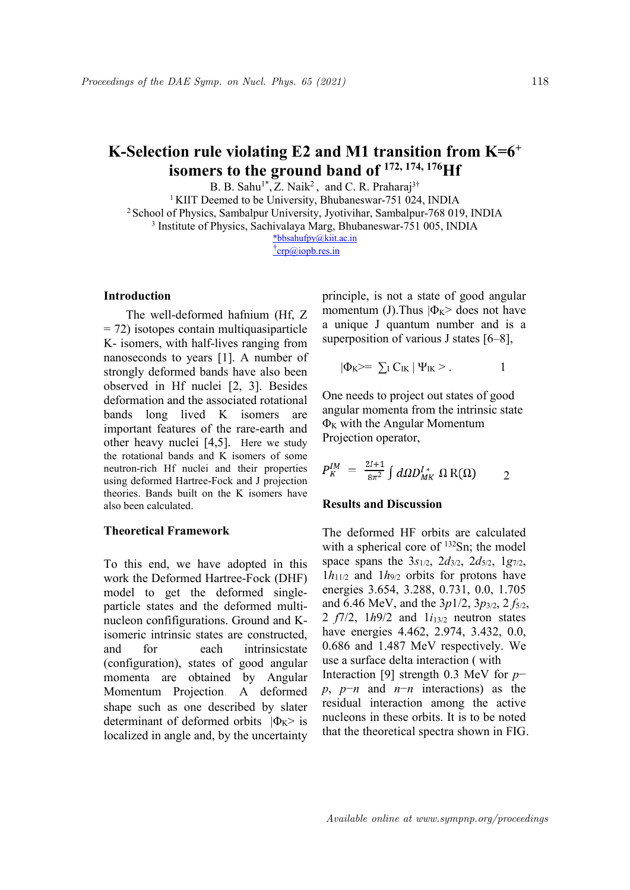# K-Selection rule violating E2 and M1 transition from K=6+ isomers to the ground band of $^{172, 174, 176}$Hf

B. B. Sahu[1*], Z. Naik[2], and C. R. Praharaj[3†]

[1] KIIT Deemed to be University, Bhubaneswar-751 024, INDIA
[2] School of Physics, Sambalpur University, Jyotivihar, Sambalpur-768 019, INDIA
[3] Institute of Physics, Sachivalaya Marg, Bhubaneswar-751 005, INDIA

*bbsahufpy@kiit.ac.in
†crp@iopb.res.in

## Introduction

The well-deformed hafnium (Hf, Z = 72) isotopes contain multiquasiparticle K- isomers, with half-lives ranging from nanoseconds to years [1]. A number of strongly deformed bands have also been observed in Hf nuclei [2, 3]. Besides deformation and the associated rotational bands long lived K isomers are important features of the rare-earth and other heavy nuclei [4,5]. Here we study the rotational bands and K isomers of some neutron-rich Hf nuclei and their properties using deformed Hartree-Fock and J projection theories. Bands built on the K isomers have also been calculated.

## Theoretical Framework

To this end, we have adopted in this work the Deformed Hartree-Fock (DHF) model to get the deformed single-particle states and the deformed multi-nucleon confifgurations. Ground and K-isomeric intrinsic states are constructed, and for each intrinsicstate (configuration), states of good angular momenta are obtained by Angular Momentum Projection. A deformed shape such as one described by slater determinant of deformed orbits $|\Phi_K\rangle$ is localized in angle and, by the uncertainty principle, is not a state of good angular momentum (J).Thus $|\Phi_K\rangle$ does not have a unique J quantum number and is a superposition of various J states [6–8],

$$|\Phi_K\rangle = \sum_I C_{IK} \, |\Psi_{IK}\rangle \, . \qquad 1$$

One needs to project out states of good angular momenta from the intrinsic state $\Phi_K$ with the Angular Momentum Projection operator,

$$P_K^{IM} = \frac{2I+1}{8\pi^2} \int d\Omega D_{MK}^{I\,*} \, \Omega \, R(\Omega) \qquad 2$$

## Results and Discussion

The deformed HF orbits are calculated with a spherical core of $^{132}$Sn; the model space spans the $3s_{1/2}$, $2d_{3/2}$, $2d_{5/2}$, $1g_{7/2}$, $1h_{11/2}$ and $1h_{9/2}$ orbits for protons have energies 3.654, 3.288, 0.731, 0.0, 1.705 and 6.46 MeV, and the $3p1/2$, $3p_{3/2}$, $2f_{5/2}$, $2f7/2$, $1h9/2$ and $1i_{13/2}$ neutron states have energies 4.462, 2.974, 3.432, 0.0, 0.686 and 1.487 MeV respectively. We use a surface delta interaction ( with Interaction [9] strength 0.3 MeV for $p$–$p$, $p$–$n$ and $n$–$n$ interactions) as the residual interaction among the active nucleons in these orbits. It is to be noted that the theoretical spectra shown in FIG.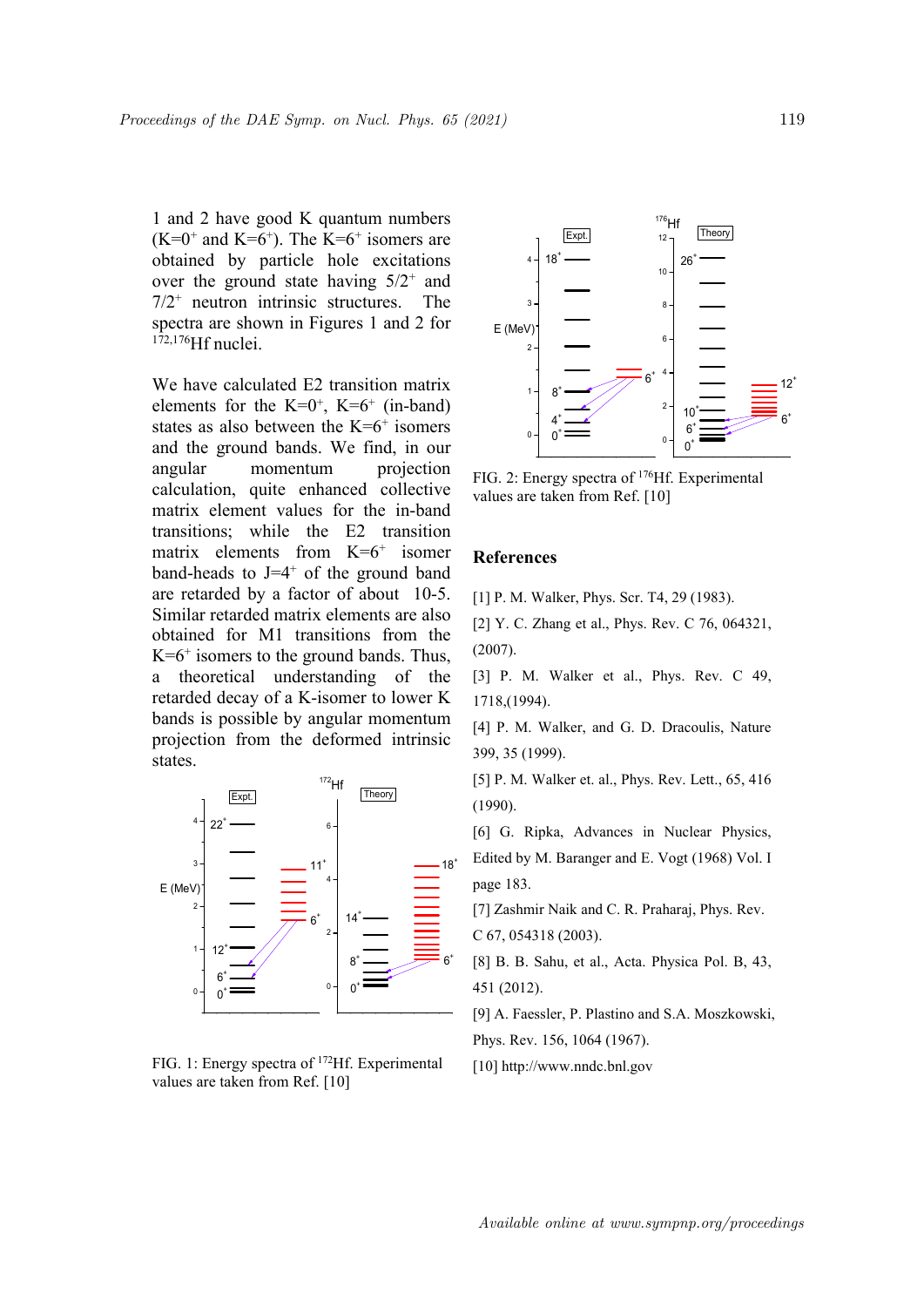1 and 2 have good K quantum numbers ($K=0^+$ and $K=6^+$). The $K=6^+$ isomers are obtained by particle hole excitations over the ground state having $5/2^+$ and $7/2^+$ neutron intrinsic structures. The spectra are shown in Figures 1 and 2 for $^{172,176}$Hf nuclei.

We have calculated E2 transition matrix elements for the $K=0^+$, $K=6^+$ (in-band) states as also between the $K=6^+$ isomers and the ground bands. We find, in our angular momentum projection calculation, quite enhanced collective matrix element values for the in-band transitions; while the E2 transition matrix elements from $K=6^+$ isomer band-heads to $J=4^+$ of the ground band are retarded by a factor of about 10-5. Similar retarded matrix elements are also obtained for M1 transitions from the $K=6^+$ isomers to the ground bands. Thus, a theoretical understanding of the retarded decay of a K-isomer to lower K bands is possible by angular momentum projection from the deformed intrinsic states.

$^{172}$Hf

Expt.

Theory

E (MeV)

0
1
2
3
4

0
2
4
6

$22^+$
$12^+$
$6^+$
$0^+$
$11^+$
$6^+$

$14^+$
$8^+$
$0^+$
$18^+$
$6^+$

FIG. 1: Energy spectra of $^{172}$Hf. Experimental values are taken from Ref. [10]

$^{176}$Hf

Expt.

Theory

E (MeV)

0
1
2
3
4

0
2
4
6
8
10
12

$18^+$
$8^+$
$4^+$
$0^+$
$6^+$

$26^+$
$10^+$
$6^+$
$0^+$
$12^+$
$6^+$

FIG. 2: Energy spectra of $^{176}$Hf. Experimental values are taken from Ref. [10]

## References

[1] P. M. Walker, Phys. Scr. T4, 29 (1983).

[2] Y. C. Zhang et al., Phys. Rev. C 76, 064321, (2007).

[3] P. M. Walker et al., Phys. Rev. C 49, 1718,(1994).

[4] P. M. Walker, and G. D. Dracoulis, Nature 399, 35 (1999).

[5] P. M. Walker et. al., Phys. Rev. Lett., 65, 416 (1990).

[6] G. Ripka, Advances in Nuclear Physics, Edited by M. Baranger and E. Vogt (1968) Vol. I page 183.

[7] Zashmir Naik and C. R. Praharaj, Phys. Rev. C 67, 054318 (2003).

[8] B. B. Sahu, et al., Acta. Physica Pol. B, 43, 451 (2012).

[9] A. Faessler, P. Plastino and S.A. Moszkowski, Phys. Rev. 156, 1064 (1967).

[10] http://www.nndc.bnl.gov